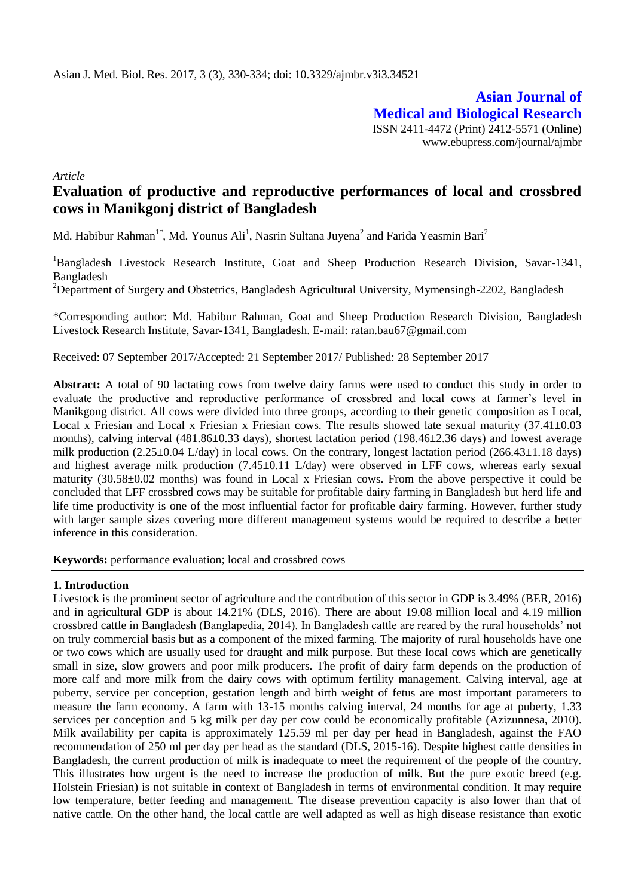*Article*

# Evaluation of productive and reproductive performances of local and crossbred cows in Manikgonj district of Bangladesh

Md. Habibur Rahman[1*], Md. Younus Ali[1], Nasrin Sultana Juyena[2] and Farida Yeasmin Bari[2]

[1]Bangladesh Livestock Research Institute, Goat and Sheep Production Research Division, Savar-1341, Bangladesh

[2]Department of Surgery and Obstetrics, Bangladesh Agricultural University, Mymensingh-2202, Bangladesh

*Corresponding author: Md. Habibur Rahman, Goat and Sheep Production Research Division, Bangladesh Livestock Research Institute, Savar-1341, Bangladesh. E-mail: ratan.bau67@gmail.com

Received: 07 September 2017/Accepted: 21 September 2017/ Published: 28 September 2017

**Abstract:** A total of 90 lactating cows from twelve dairy farms were used to conduct this study in order to evaluate the productive and reproductive performance of crossbred and local cows at farmer's level in Manikgong district. All cows were divided into three groups, according to their genetic composition as Local, Local x Friesian and Local x Friesian x Friesian cows. The results showed late sexual maturity (37.41±0.03 months), calving interval (481.86±0.33 days), shortest lactation period (198.46±2.36 days) and lowest average milk production (2.25±0.04 L/day) in local cows. On the contrary, longest lactation period (266.43±1.18 days) and highest average milk production (7.45±0.11 L/day) were observed in LFF cows, whereas early sexual maturity (30.58±0.02 months) was found in Local x Friesian cows. From the above perspective it could be concluded that LFF crossbred cows may be suitable for profitable dairy farming in Bangladesh but herd life and life time productivity is one of the most influential factor for profitable dairy farming. However, further study with larger sample sizes covering more different management systems would be required to describe a better inference in this consideration.

**Keywords:** performance evaluation; local and crossbred cows

## 1. Introduction

Livestock is the prominent sector of agriculture and the contribution of this sector in GDP is 3.49% (BER, 2016) and in agricultural GDP is about 14.21% (DLS, 2016). There are about 19.08 million local and 4.19 million crossbred cattle in Bangladesh (Banglapedia, 2014). In Bangladesh cattle are reared by the rural households' not on truly commercial basis but as a component of the mixed farming. The majority of rural households have one or two cows which are usually used for draught and milk purpose. But these local cows which are genetically small in size, slow growers and poor milk producers. The profit of dairy farm depends on the production of more calf and more milk from the dairy cows with optimum fertility management. Calving interval, age at puberty, service per conception, gestation length and birth weight of fetus are most important parameters to measure the farm economy. A farm with 13-15 months calving interval, 24 months for age at puberty, 1.33 services per conception and 5 kg milk per day per cow could be economically profitable (Azizunnesa, 2010). Milk availability per capita is approximately 125.59 ml per day per head in Bangladesh, against the FAO recommendation of 250 ml per day per head as the standard (DLS, 2015-16). Despite highest cattle densities in Bangladesh, the current production of milk is inadequate to meet the requirement of the people of the country. This illustrates how urgent is the need to increase the production of milk. But the pure exotic breed (e.g. Holstein Friesian) is not suitable in context of Bangladesh in terms of environmental condition. It may require low temperature, better feeding and management. The disease prevention capacity is also lower than that of native cattle. On the other hand, the local cattle are well adapted as well as high disease resistance than exotic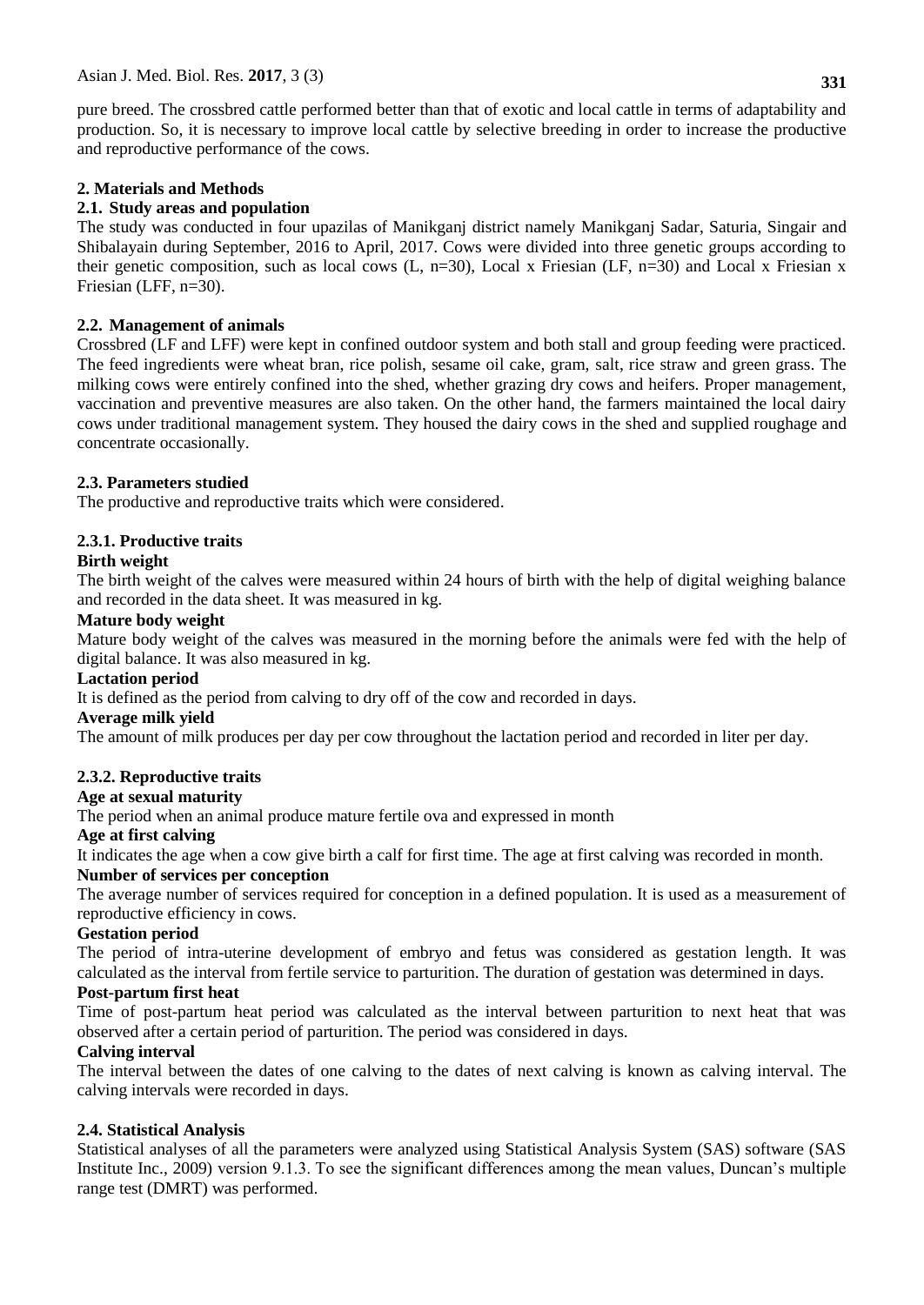pure breed. The crossbred cattle performed better than that of exotic and local cattle in terms of adaptability and production. So, it is necessary to improve local cattle by selective breeding in order to increase the productive and reproductive performance of the cows.

## 2. Materials and Methods

### 2.1. Study areas and population

The study was conducted in four upazilas of Manikganj district namely Manikganj Sadar, Saturia, Singair and Shibalayain during September, 2016 to April, 2017. Cows were divided into three genetic groups according to their genetic composition, such as local cows (L, n=30), Local x Friesian (LF, n=30) and Local x Friesian x Friesian (LFF, n=30).

### 2.2. Management of animals

Crossbred (LF and LFF) were kept in confined outdoor system and both stall and group feeding were practiced. The feed ingredients were wheat bran, rice polish, sesame oil cake, gram, salt, rice straw and green grass. The milking cows were entirely confined into the shed, whether grazing dry cows and heifers. Proper management, vaccination and preventive measures are also taken. On the other hand, the farmers maintained the local dairy cows under traditional management system. They housed the dairy cows in the shed and supplied roughage and concentrate occasionally.

### 2.3. Parameters studied

The productive and reproductive traits which were considered.

#### 2.3.1. Productive traits

**Birth weight**

The birth weight of the calves were measured within 24 hours of birth with the help of digital weighing balance and recorded in the data sheet. It was measured in kg.

**Mature body weight**

Mature body weight of the calves was measured in the morning before the animals were fed with the help of digital balance. It was also measured in kg.

**Lactation period**

It is defined as the period from calving to dry off of the cow and recorded in days.

**Average milk yield**

The amount of milk produces per day per cow throughout the lactation period and recorded in liter per day.

#### 2.3.2. Reproductive traits

**Age at sexual maturity**

The period when an animal produce mature fertile ova and expressed in month

**Age at first calving**

It indicates the age when a cow give birth a calf for first time. The age at first calving was recorded in month.

**Number of services per conception**

The average number of services required for conception in a defined population. It is used as a measurement of reproductive efficiency in cows.

**Gestation period**

The period of intra-uterine development of embryo and fetus was considered as gestation length. It was calculated as the interval from fertile service to parturition. The duration of gestation was determined in days.

**Post-partum first heat**

Time of post-partum heat period was calculated as the interval between parturition to next heat that was observed after a certain period of parturition. The period was considered in days.

**Calving interval**

The interval between the dates of one calving to the dates of next calving is known as calving interval. The calving intervals were recorded in days.

### 2.4. Statistical Analysis

Statistical analyses of all the parameters were analyzed using Statistical Analysis System (SAS) software (SAS Institute Inc., 2009) version 9.1.3. To see the significant differences among the mean values, Duncan's multiple range test (DMRT) was performed.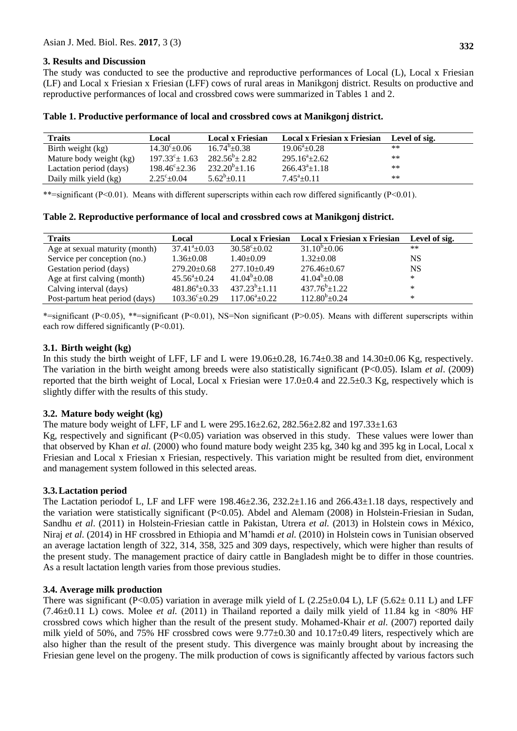## 3. Results and Discussion

The study was conducted to see the productive and reproductive performances of Local (L), Local x Friesian (LF) and Local x Friesian x Friesian (LFF) cows of rural areas in Manikgonj district. Results on productive and reproductive performances of local and crossbred cows were summarized in Tables 1 and 2.

**Table 1. Productive performance of local and crossbred cows at Manikgonj district.**

| Traits | Local | Local x Friesian | Local x Friesian x Friesian | Level of sig. |
|---|---|---|---|---|
| Birth weight (kg) | $14.30^c \pm 0.06$ | $16.74^b \pm 0.38$ | $19.06^a \pm 0.28$ | ** |
| Mature body weight (kg) | $197.33^c \pm 1.63$ | $282.56^b \pm 2.82$ | $295.16^a \pm 2.62$ | ** |
| Lactation period (days) | $198.46^c \pm 2.36$ | $232.20^b \pm 1.16$ | $266.43^a \pm 1.18$ | ** |
| Daily milk yield (kg) | $2.25^c \pm 0.04$ | $5.62^b \pm 0.11$ | $7.45^a \pm 0.11$ | ** |

**=significant (P<0.01). Means with different superscripts within each row differed significantly (P<0.01).

**Table 2. Reproductive performance of local and crossbred cows at Manikgonj district.**

| Traits | Local | Local x Friesian | Local x Friesian x Friesian | Level of sig. |
|---|---|---|---|---|
| Age at sexual maturity (month) | $37.41^a \pm 0.03$ | $30.58^c \pm 0.02$ | $31.10^b \pm 0.06$ | ** |
| Service per conception (no.) | 1.36±0.08 | 1.40±0.09 | 1.32±0.08 | NS |
| Gestation period (days) | 279.20±0.68 | 277.10±0.49 | 276.46±0.67 | NS |
| Age at first calving (month) | $45.56^a \pm 0.24$ | $41.04^b \pm 0.08$ | $41.04^b \pm 0.08$ | * |
| Calving interval (days) | $481.86^a \pm 0.33$ | $437.23^b \pm 1.11$ | $437.76^b \pm 1.22$ | * |
| Post-partum heat period (days) | $103.36^c \pm 0.29$ | $117.06^a \pm 0.22$ | $112.80^b \pm 0.24$ | * |

*=significant (P<0.05), **=significant (P<0.01), NS=Non significant (P>0.05). Means with different superscripts within each row differed significantly (P<0.01).

### 3.1. Birth weight (kg)

In this study the birth weight of LFF, LF and L were 19.06±0.28, 16.74±0.38 and 14.30±0.06 Kg, respectively. The variation in the birth weight among breeds were also statistically significant (P<0.05). Islam *et al*. (2009) reported that the birth weight of Local, Local x Friesian were 17.0±0.4 and 22.5±0.3 Kg, respectively which is slightly differ with the results of this study.

### 3.2. Mature body weight (kg)

The mature body weight of LFF, LF and L were 295.16±2.62, 282.56±2.82 and 197.33±1.63 Kg, respectively and significant (P<0.05) variation was observed in this study. These values were lower than that observed by Khan *et al.* (2000) who found mature body weight 235 kg, 340 kg and 395 kg in Local, Local x Friesian and Local x Friesian x Friesian, respectively. This variation might be resulted from diet, environment and management system followed in this selected areas.

### 3.3. Lactation period

The Lactation periodof L, LF and LFF were 198.46±2.36, 232.2±1.16 and 266.43±1.18 days, respectively and the variation were statistically significant (P<0.05). Abdel and Alemam (2008) in Holstein-Friesian in Sudan, Sandhu *et al*. (2011) in Holstein-Friesian cattle in Pakistan, Utrera *et al.* (2013) in Holstein cows in México, Niraj *et al.* (2014) in HF crossbred in Ethiopia and M'hamdi *et al.* (2010) in Holstein cows in Tunisian observed an average lactation length of 322, 314, 358, 325 and 309 days, respectively, which were higher than results of the present study. The management practice of dairy cattle in Bangladesh might be to differ in those countries. As a result lactation length varies from those previous studies.

### 3.4. Average milk production

There was significant (P<0.05) variation in average milk yield of L (2.25±0.04 L), LF (5.62± 0.11 L) and LFF (7.46±0.11 L) cows. Molee *et al.* (2011) in Thailand reported a daily milk yield of 11.84 kg in <80% HF crossbred cows which higher than the result of the present study. Mohamed-Khair *et al.* (2007) reported daily milk yield of 50%, and 75% HF crossbred cows were 9.77±0.30 and 10.17±0.49 liters, respectively which are also higher than the result of the present study. This divergence was mainly brought about by increasing the Friesian gene level on the progeny. The milk production of cows is significantly affected by various factors such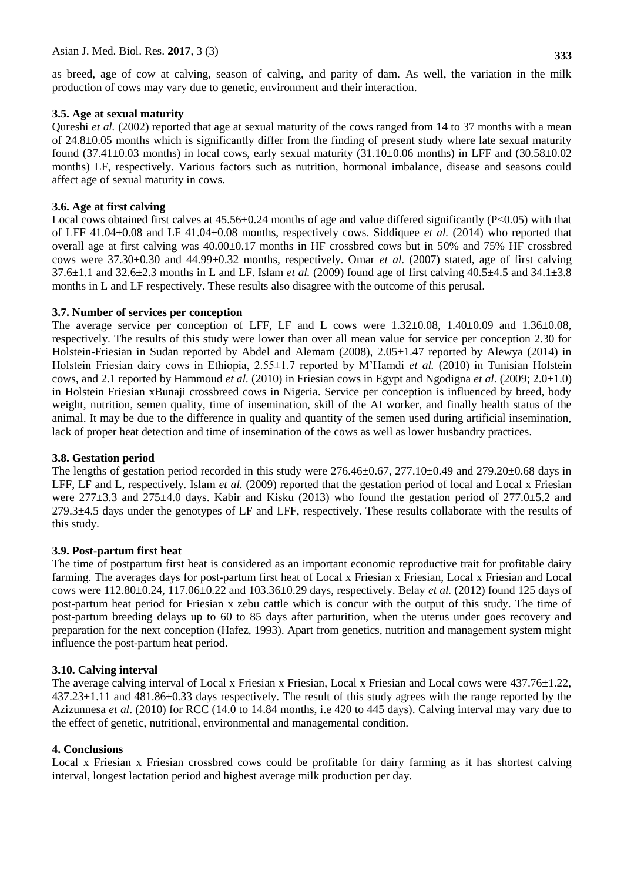as breed, age of cow at calving, season of calving, and parity of dam. As well, the variation in the milk production of cows may vary due to genetic, environment and their interaction.

### 3.5. Age at sexual maturity

Qureshi *et al.* (2002) reported that age at sexual maturity of the cows ranged from 14 to 37 months with a mean of 24.8±0.05 months which is significantly differ from the finding of present study where late sexual maturity found (37.41±0.03 months) in local cows, early sexual maturity (31.10±0.06 months) in LFF and (30.58±0.02 months) LF, respectively. Various factors such as nutrition, hormonal imbalance, disease and seasons could affect age of sexual maturity in cows.

### 3.6. Age at first calving

Local cows obtained first calves at 45.56±0.24 months of age and value differed significantly ($P<0.05$) with that of LFF 41.04±0.08 and LF 41.04±0.08 months, respectively cows. Siddiquee *et al.* (2014) who reported that overall age at first calving was 40.00±0.17 months in HF crossbred cows but in 50% and 75% HF crossbred cows were 37.30±0.30 and 44.99±0.32 months, respectively. Omar *et al.* (2007) stated, age of first calving 37.6±1.1 and 32.6±2.3 months in L and LF. Islam *et al.* (2009) found age of first calving 40.5±4.5 and 34.1±3.8 months in L and LF respectively. These results also disagree with the outcome of this perusal.

### 3.7. Number of services per conception

The average service per conception of LFF, LF and L cows were 1.32±0.08, 1.40±0.09 and 1.36±0.08, respectively. The results of this study were lower than over all mean value for service per conception 2.30 for Holstein-Friesian in Sudan reported by Abdel and Alemam (2008), 2.05±1.47 reported by Alewya (2014) in Holstein Friesian dairy cows in Ethiopia, 2.55±1.7 reported by M'Hamdi *et al.* (2010) in Tunisian Holstein cows, and 2.1 reported by Hammoud *et al.* (2010) in Friesian cows in Egypt and Ngodigna *et al.* (2009; 2.0±1.0) in Holstein Friesian xBunaji crossbreed cows in Nigeria. Service per conception is influenced by breed, body weight, nutrition, semen quality, time of insemination, skill of the AI worker, and finally health status of the animal. It may be due to the difference in quality and quantity of the semen used during artificial insemination, lack of proper heat detection and time of insemination of the cows as well as lower husbandry practices.

### 3.8. Gestation period

The lengths of gestation period recorded in this study were 276.46±0.67, 277.10±0.49 and 279.20±0.68 days in LFF, LF and L, respectively. Islam *et al.* (2009) reported that the gestation period of local and Local x Friesian were 277±3.3 and 275±4.0 days. Kabir and Kisku (2013) who found the gestation period of 277.0±5.2 and 279.3±4.5 days under the genotypes of LF and LFF, respectively. These results collaborate with the results of this study.

### 3.9. Post-partum first heat

The time of postpartum first heat is considered as an important economic reproductive trait for profitable dairy farming. The averages days for post-partum first heat of Local x Friesian x Friesian, Local x Friesian and Local cows were 112.80±0.24, 117.06±0.22 and 103.36±0.29 days, respectively. Belay *et al.* (2012) found 125 days of post-partum heat period for Friesian x zebu cattle which is concur with the output of this study. The time of post-partum breeding delays up to 60 to 85 days after parturition, when the uterus under goes recovery and preparation for the next conception (Hafez, 1993). Apart from genetics, nutrition and management system might influence the post-partum heat period.

### 3.10. Calving interval

The average calving interval of Local x Friesian x Friesian, Local x Friesian and Local cows were 437.76±1.22, 437.23±1.11 and 481.86±0.33 days respectively. The result of this study agrees with the range reported by the Azizunnesa *et al*. (2010) for RCC (14.0 to 14.84 months, i.e 420 to 445 days). Calving interval may vary due to the effect of genetic, nutritional, environmental and managemental condition.

## 4. Conclusions

Local x Friesian x Friesian crossbred cows could be profitable for dairy farming as it has shortest calving interval, longest lactation period and highest average milk production per day.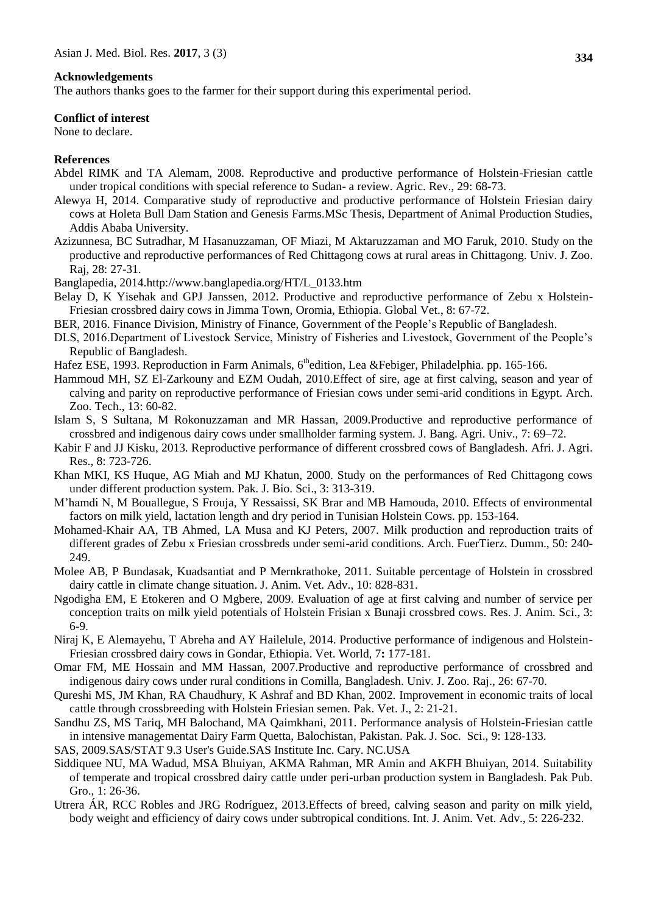**Acknowledgements**

The authors thanks goes to the farmer for their support during this experimental period.

**Conflict of interest**

None to declare.

**References**

Abdel RIMK and TA Alemam, 2008. Reproductive and productive performance of Holstein-Friesian cattle under tropical conditions with special reference to Sudan- a review. Agric. Rev., 29: 68-73.

Alewya H, 2014. Comparative study of reproductive and productive performance of Holstein Friesian dairy cows at Holeta Bull Dam Station and Genesis Farms.MSc Thesis, Department of Animal Production Studies, Addis Ababa University.

Azizunnesa, BC Sutradhar, M Hasanuzzaman, OF Miazi, M Aktaruzzaman and MO Faruk, 2010. Study on the productive and reproductive performances of Red Chittagong cows at rural areas in Chittagong. Univ. J. Zoo. Raj, 28: 27-31.

Banglapedia, 2014.http://www.banglapedia.org/HT/L_0133.htm

Belay D, K Yisehak and GPJ Janssen, 2012. Productive and reproductive performance of Zebu x Holstein-Friesian crossbred dairy cows in Jimma Town, Oromia, Ethiopia. Global Vet., 8: 67-72.

BER, 2016. Finance Division, Ministry of Finance, Government of the People's Republic of Bangladesh.

DLS, 2016.Department of Livestock Service, Ministry of Fisheries and Livestock, Government of the People's Republic of Bangladesh.

Hafez ESE, 1993. Reproduction in Farm Animals, 6thedition, Lea &Febiger, Philadelphia. pp. 165-166.

Hammoud MH, SZ El-Zarkouny and EZM Oudah, 2010.Effect of sire, age at first calving, season and year of calving and parity on reproductive performance of Friesian cows under semi-arid conditions in Egypt. Arch. Zoo. Tech., 13: 60-82.

Islam S, S Sultana, M Rokonuzzaman and MR Hassan, 2009.Productive and reproductive performance of crossbred and indigenous dairy cows under smallholder farming system. J. Bang. Agri. Univ., 7: 69–72.

Kabir F and JJ Kisku, 2013. Reproductive performance of different crossbred cows of Bangladesh. Afri. J. Agri. Res., 8: 723-726.

Khan MKI, KS Huque, AG Miah and MJ Khatun, 2000. Study on the performances of Red Chittagong cows under different production system. Pak. J. Bio. Sci., 3: 313-319.

M'hamdi N, M Bouallegue, S Frouja, Y Ressaissi, SK Brar and MB Hamouda, 2010. Effects of environmental factors on milk yield, lactation length and dry period in Tunisian Holstein Cows. pp. 153-164.

Mohamed-Khair AA, TB Ahmed, LA Musa and KJ Peters, 2007. Milk production and reproduction traits of different grades of Zebu x Friesian crossbreds under semi-arid conditions. Arch. FuerTierz. Dumm., 50: 240-249.

Molee AB, P Bundasak, Kuadsantiat and P Mernkrathoke, 2011. Suitable percentage of Holstein in crossbred dairy cattle in climate change situation. J. Anim. Vet. Adv., 10: 828-831.

Ngodigha EM, E Etokeren and O Mgbere, 2009. Evaluation of age at first calving and number of service per conception traits on milk yield potentials of Holstein Frisian x Bunaji crossbred cows. Res. J. Anim. Sci., 3: 6-9.

Niraj K, E Alemayehu, T Abreha and AY Hailelule, 2014. Productive performance of indigenous and Holstein-Friesian crossbred dairy cows in Gondar, Ethiopia. Vet. World, 7**:** 177-181.

Omar FM, ME Hossain and MM Hassan, 2007.Productive and reproductive performance of crossbred and indigenous dairy cows under rural conditions in Comilla, Bangladesh. Univ. J. Zoo. Raj., 26: 67-70.

Qureshi MS, JM Khan, RA Chaudhury, K Ashraf and BD Khan, 2002. Improvement in economic traits of local cattle through crossbreeding with Holstein Friesian semen. Pak. Vet. J., 2: 21-21.

Sandhu ZS, MS Tariq, MH Balochand, MA Qaimkhani, 2011. Performance analysis of Holstein-Friesian cattle in intensive managementat Dairy Farm Quetta, Balochistan, Pakistan. Pak. J. Soc. Sci., 9: 128-133.

SAS, 2009.SAS/STAT 9.3 User's Guide.SAS Institute Inc. Cary. NC.USA

Siddiquee NU, MA Wadud, MSA Bhuiyan, AKMA Rahman, MR Amin and AKFH Bhuiyan, 2014. Suitability of temperate and tropical crossbred dairy cattle under peri-urban production system in Bangladesh. Pak Pub. Gro., 1: 26-36.

Utrera ÁR, RCC Robles and JRG Rodríguez, 2013.Effects of breed, calving season and parity on milk yield, body weight and efficiency of dairy cows under subtropical conditions. Int. J. Anim. Vet. Adv., 5: 226-232.